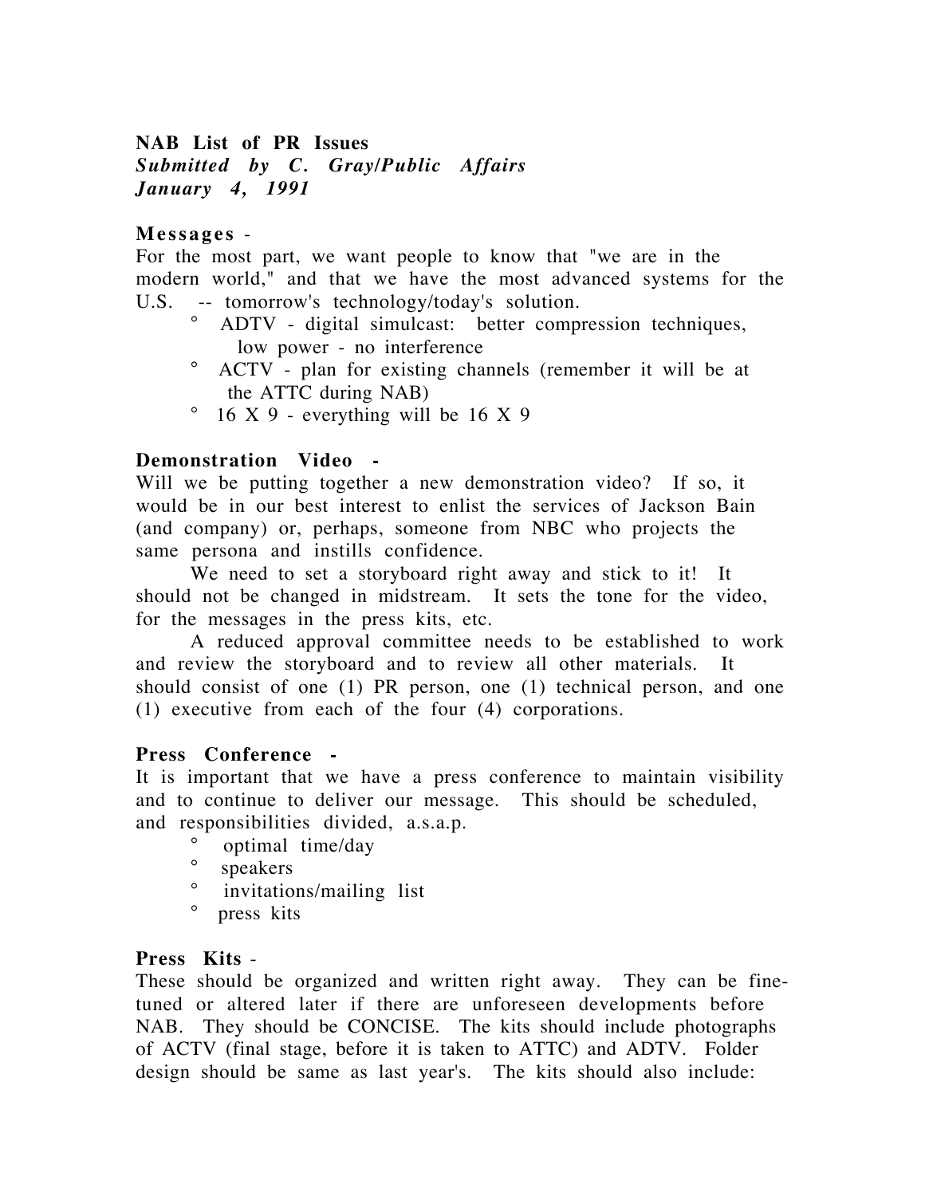**NAB List of PR Issues**
***Submitted by C. Gray/Public Affairs***
***January 4, 1991***

**Messages** -
For the most part, we want people to know that "we are in the modern world," and that we have the most advanced systems for the U.S. -- tomorrow's technology/today's solution.

- ADTV - digital simulcast: better compression techniques, low power - no interference
- ACTV - plan for existing channels (remember it will be at the ATTC during NAB)
- 16 X 9 - everything will be 16 X 9

**Demonstration Video** -
Will we be putting together a new demonstration video? If so, it would be in our best interest to enlist the services of Jackson Bain (and company) or, perhaps, someone from NBC who projects the same persona and instills confidence.

We need to set a storyboard right away and stick to it! It should not be changed in midstream. It sets the tone for the video, for the messages in the press kits, etc.

A reduced approval committee needs to be established to work and review the storyboard and to review all other materials. It should consist of one (1) PR person, one (1) technical person, and one (1) executive from each of the four (4) corporations.

**Press Conference** -
It is important that we have a press conference to maintain visibility and to continue to deliver our message. This should be scheduled, and responsibilities divided, a.s.a.p.

- optimal time/day
- speakers
- invitations/mailing list
- press kits

**Press Kits** -
These should be organized and written right away. They can be fine-tuned or altered later if there are unforeseen developments before NAB. They should be CONCISE. The kits should include photographs of ACTV (final stage, before it is taken to ATTC) and ADTV. Folder design should be same as last year's. The kits should also include: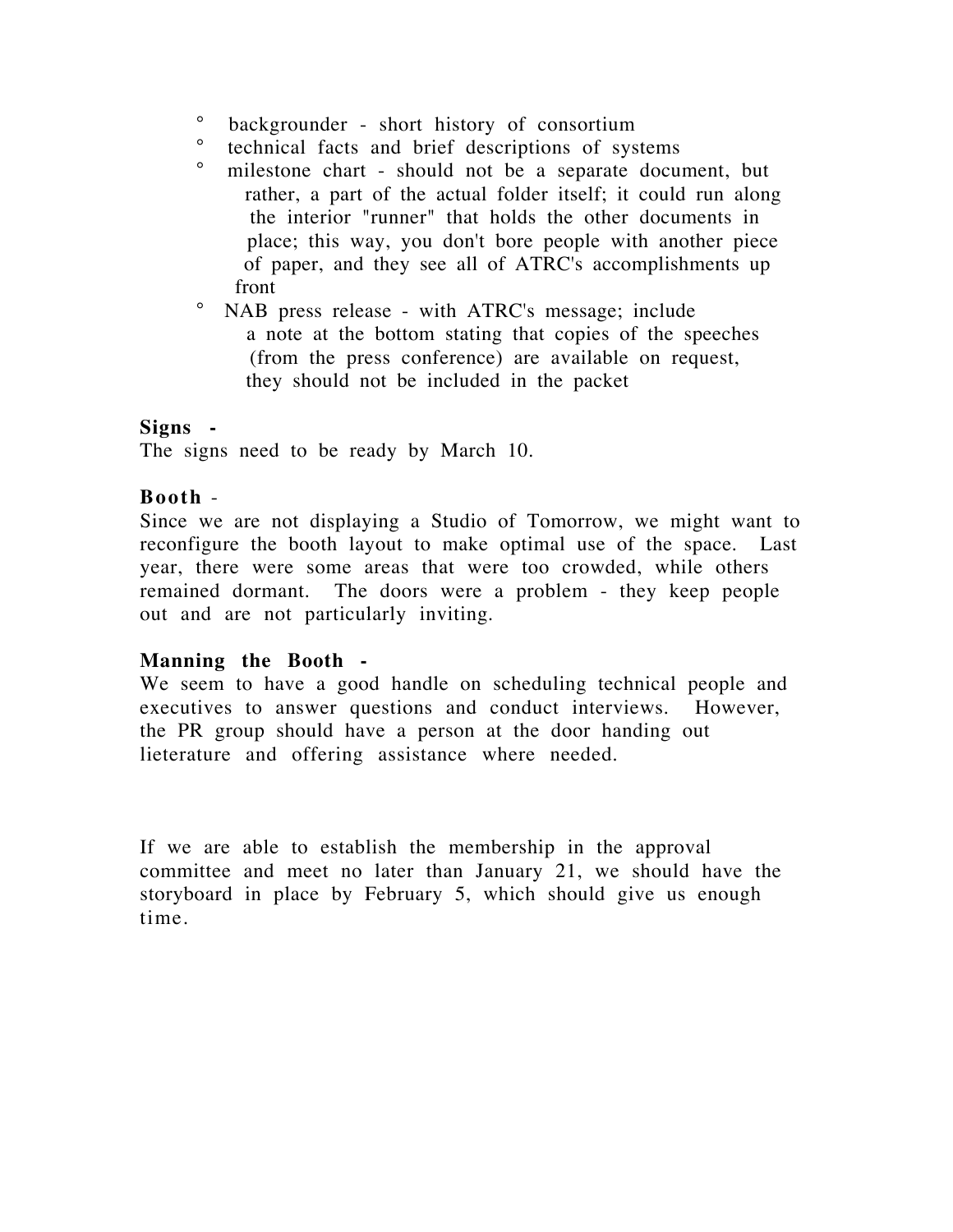- backgrounder - short history of consortium
- technical facts and brief descriptions of systems
- milestone chart - should not be a separate document, but rather, a part of the actual folder itself; it could run along the interior "runner" that holds the other documents in place; this way, you don't bore people with another piece of paper, and they see all of ATRC's accomplishments up front
- NAB press release - with ATRC's message; include a note at the bottom stating that copies of the speeches (from the press conference) are available on request, they should not be included in the packet

**Signs -**
The signs need to be ready by March 10.

**Booth** -
Since we are not displaying a Studio of Tomorrow, we might want to reconfigure the booth layout to make optimal use of the space. Last year, there were some areas that were too crowded, while others remained dormant. The doors were a problem - they keep people out and are not particularly inviting.

**Manning the Booth -**
We seem to have a good handle on scheduling technical people and executives to answer questions and conduct interviews. However, the PR group should have a person at the door handing out lieterature and offering assistance where needed.

If we are able to establish the membership in the approval committee and meet no later than January 21, we should have the storyboard in place by February 5, which should give us enough time.